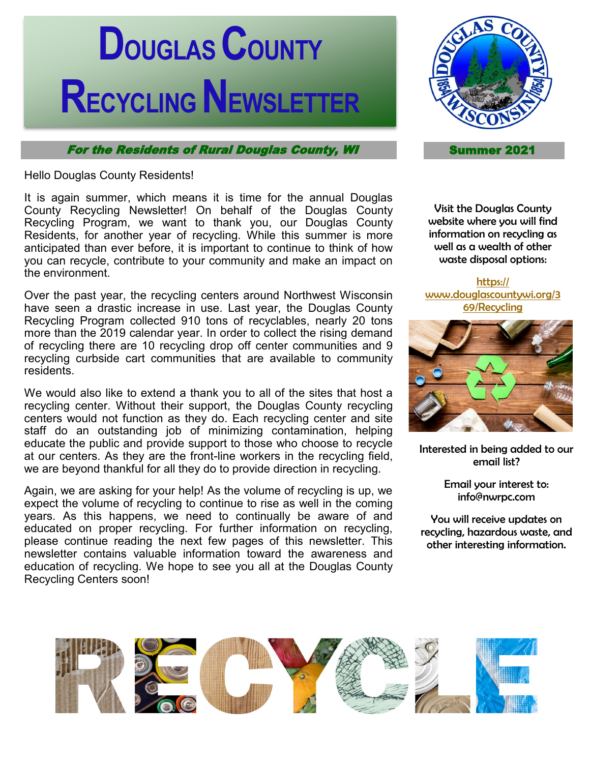# Douglas County Recycling Newsletter

***For the Residents of Rural Douglas County, WI***

**Summer 2021**

Hello Douglas County Residents!

It is again summer, which means it is time for the annual Douglas County Recycling Newsletter! On behalf of the Douglas County Recycling Program, we want to thank you, our Douglas County Residents, for another year of recycling. While this summer is more anticipated than ever before, it is important to continue to think of how you can recycle, contribute to your community and make an impact on the environment.

Over the past year, the recycling centers around Northwest Wisconsin have seen a drastic increase in use. Last year, the Douglas County Recycling Program collected 910 tons of recyclables, nearly 20 tons more than the 2019 calendar year. In order to collect the rising demand of recycling there are 10 recycling drop off center communities and 9 recycling curbside cart communities that are available to community residents.

We would also like to extend a thank you to all of the sites that host a recycling center. Without their support, the Douglas County recycling centers would not function as they do. Each recycling center and site staff do an outstanding job of minimizing contamination, helping educate the public and provide support to those who choose to recycle at our centers. As they are the front-line workers in the recycling field, we are beyond thankful for all they do to provide direction in recycling.

Again, we are asking for your help! As the volume of recycling is up, we expect the volume of recycling to continue to rise as well in the coming years. As this happens, we need to continually be aware of and educated on proper recycling. For further information on recycling, please continue reading the next few pages of this newsletter. This newsletter contains valuable information toward the awareness and education of recycling. We hope to see you all at the Douglas County Recycling Centers soon!

Visit the Douglas County website where you will find information on recycling as well as a wealth of other waste disposal options:

https://www.douglascountywi.org/369/Recycling

Interested in being added to our email list?

Email your interest to: info@nwrpc.com

You will receive updates on recycling, hazardous waste, and other interesting information.

RECYCLE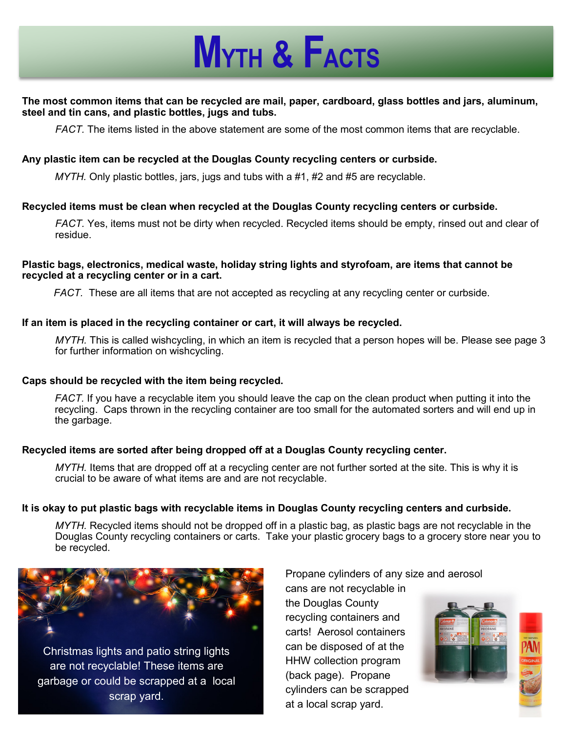# Myth & Facts

**The most common items that can be recycled are mail, paper, cardboard, glass bottles and jars, aluminum, steel and tin cans, and plastic bottles, jugs and tubs.**

*FACT.* The items listed in the above statement are some of the most common items that are recyclable.

**Any plastic item can be recycled at the Douglas County recycling centers or curbside.**

*MYTH.* Only plastic bottles, jars, jugs and tubs with a #1, #2 and #5 are recyclable.

**Recycled items must be clean when recycled at the Douglas County recycling centers or curbside.**

*FACT.* Yes, items must not be dirty when recycled. Recycled items should be empty, rinsed out and clear of residue.

**Plastic bags, electronics, medical waste, holiday string lights and styrofoam, are items that cannot be recycled at a recycling center or in a cart.**

*FACT.* These are all items that are not accepted as recycling at any recycling center or curbside.

**If an item is placed in the recycling container or cart, it will always be recycled.**

*MYTH.* This is called wishcycling, in which an item is recycled that a person hopes will be. Please see page 3 for further information on wishcycling.

**Caps should be recycled with the item being recycled.**

*FACT.* If you have a recyclable item you should leave the cap on the clean product when putting it into the recycling. Caps thrown in the recycling container are too small for the automated sorters and will end up in the garbage.

**Recycled items are sorted after being dropped off at a Douglas County recycling center.**

*MYTH.* Items that are dropped off at a recycling center are not further sorted at the site. This is why it is crucial to be aware of what items are and are not recyclable.

**It is okay to put plastic bags with recyclable items in Douglas County recycling centers and curbside.**

*MYTH.* Recycled items should not be dropped off in a plastic bag, as plastic bags are not recyclable in the Douglas County recycling containers or carts. Take your plastic grocery bags to a grocery store near you to be recycled.

Christmas lights and patio string lights are not recyclable! These items are garbage or could be scrapped at a local scrap yard.

Propane cylinders of any size and aerosol cans are not recyclable in the Douglas County recycling containers and carts! Aerosol containers can be disposed of at the HHW collection program (back page). Propane cylinders can be scrapped at a local scrap yard.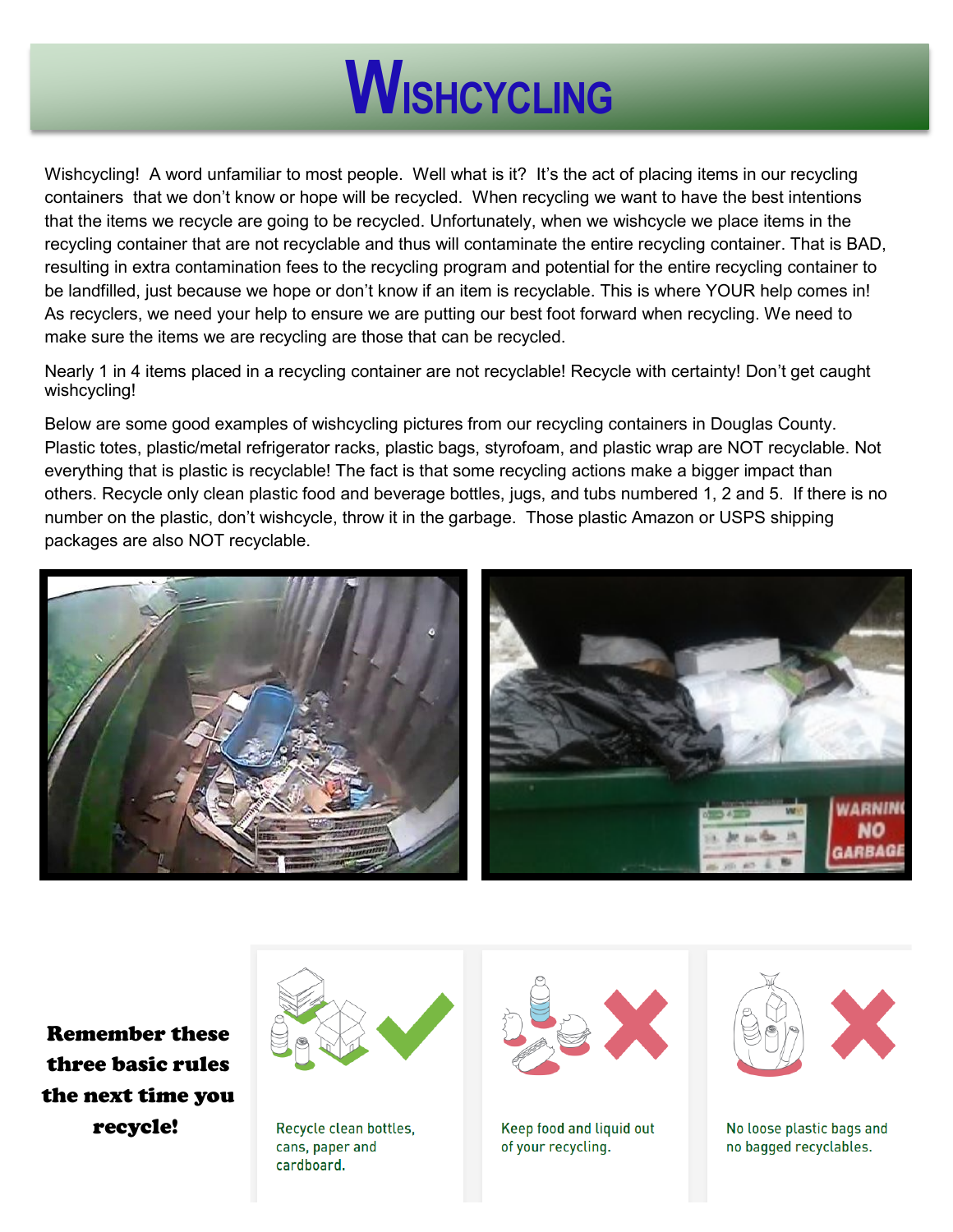# Wishcycling

Wishcycling! A word unfamiliar to most people. Well what is it? It's the act of placing items in our recycling containers that we don't know or hope will be recycled. When recycling we want to have the best intentions that the items we recycle are going to be recycled. Unfortunately, when we wishcycle we place items in the recycling container that are not recyclable and thus will contaminate the entire recycling container. That is BAD, resulting in extra contamination fees to the recycling program and potential for the entire recycling container to be landfilled, just because we hope or don't know if an item is recyclable. This is where YOUR help comes in! As recyclers, we need your help to ensure we are putting our best foot forward when recycling. We need to make sure the items we are recycling are those that can be recycled.

Nearly 1 in 4 items placed in a recycling container are not recyclable! Recycle with certainty! Don't get caught wishcycling!

Below are some good examples of wishcycling pictures from our recycling containers in Douglas County. Plastic totes, plastic/metal refrigerator racks, plastic bags, styrofoam, and plastic wrap are NOT recyclable. Not everything that is plastic is recyclable! The fact is that some recycling actions make a bigger impact than others. Recycle only clean plastic food and beverage bottles, jugs, and tubs numbered 1, 2 and 5. If there is no number on the plastic, don't wishcycle, throw it in the garbage. Those plastic Amazon or USPS shipping packages are also NOT recyclable.

**Remember these three basic rules the next time you recycle!**

- Recycle clean bottles, cans, paper and cardboard.
- Keep food and liquid out of your recycling.
- No loose plastic bags and no bagged recyclables.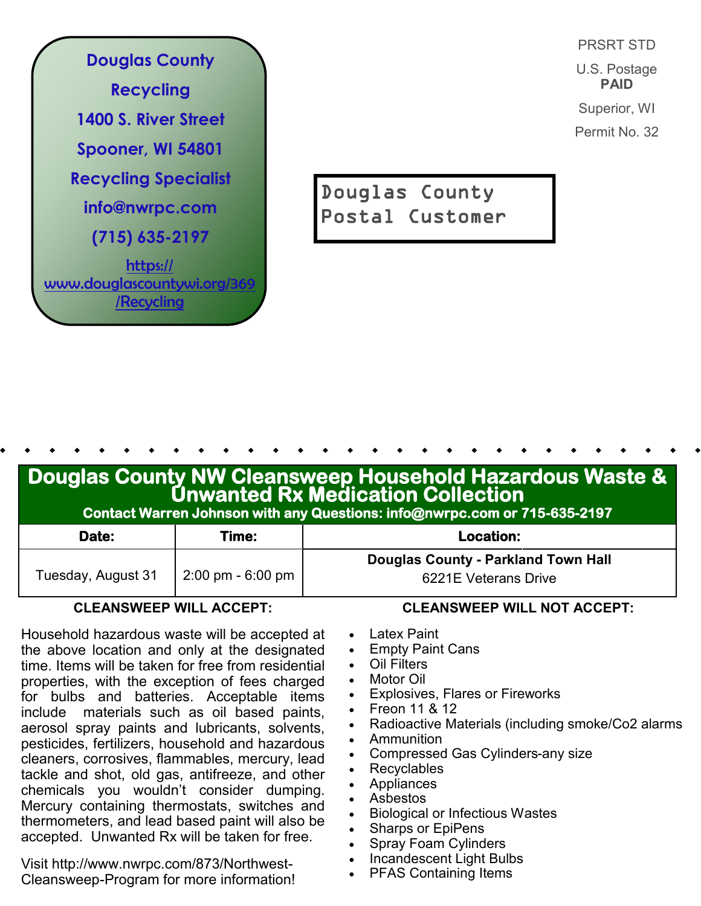Douglas County

Recycling

1400 S. River Street

Spooner, WI 54801

Recycling Specialist

info@nwrpc.com

(715) 635-2197

https://www.douglascountywi.org/369/Recycling

PRSRT STD

U.S. Postage
**PAID**

Superior, WI

Permit No. 32

Douglas County
Postal Customer

## Douglas County NW Cleansweep Household Hazardous Waste & Unwanted Rx Medication Collection

**Contact Warren Johnson with any Questions: info@nwrpc.com or 715-635-2197**

| Date: | Time: | Location: |
|---|---|---|
| Tuesday, August 31 | 2:00 pm - 6:00 pm | **Douglas County - Parkland Town Hall**<br>6221E Veterans Drive |

### CLEANSWEEP WILL ACCEPT:

Household hazardous waste will be accepted at the above location and only at the designated time. Items will be taken for free from residential properties, with the exception of fees charged for bulbs and batteries. Acceptable items include materials such as oil based paints, aerosol spray paints and lubricants, solvents, pesticides, fertilizers, household and hazardous cleaners, corrosives, flammables, mercury, lead tackle and shot, old gas, antifreeze, and other chemicals you wouldn't consider dumping. Mercury containing thermostats, switches and thermometers, and lead based paint will also be accepted. Unwanted Rx will be taken for free.

Visit http://www.nwrpc.com/873/Northwest-Cleansweep-Program for more information!

### CLEANSWEEP WILL NOT ACCEPT:

- Latex Paint
- Empty Paint Cans
- Oil Filters
- Motor Oil
- Explosives, Flares or Fireworks
- Freon 11 & 12
- Radioactive Materials (including smoke/Co2 alarms
- Ammunition
- Compressed Gas Cylinders-any size
- Recyclables
- Appliances
- Asbestos
- Biological or Infectious Wastes
- Sharps or EpiPens
- Spray Foam Cylinders
- Incandescent Light Bulbs
- PFAS Containing Items